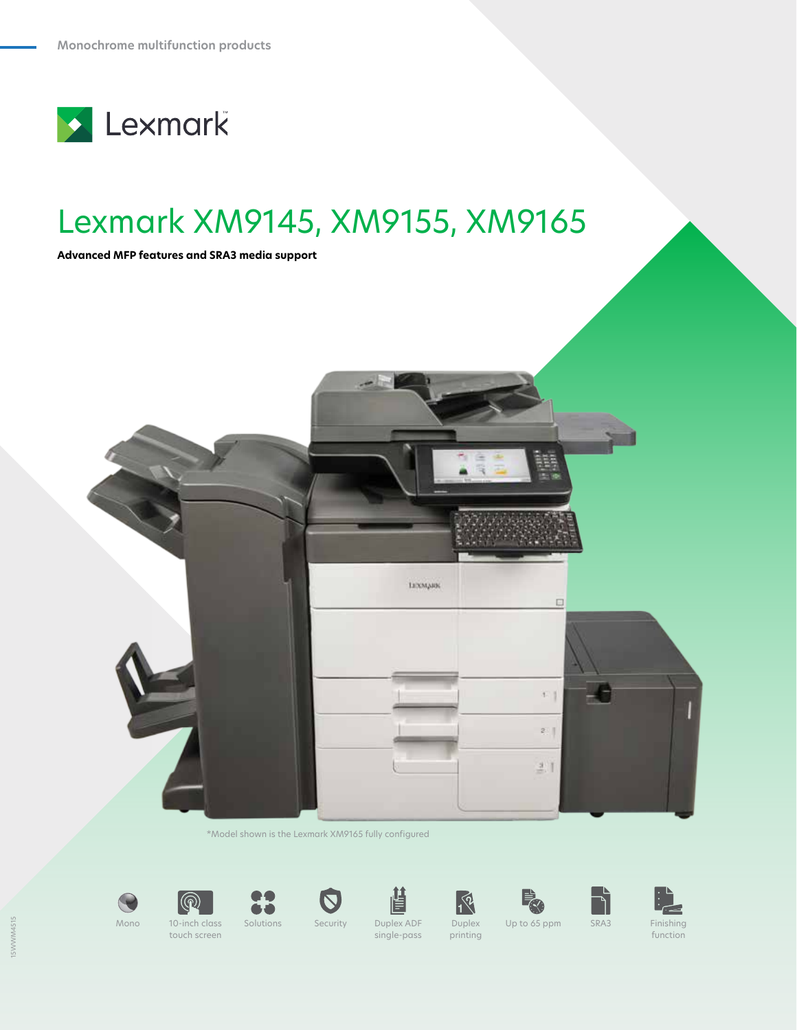Monochrome multifunction products

Lexmark

# Lexmark XM9145, XM9155, XM9165

**Advanced MFP features and SRA3 media support**

*Model shown is the Lexmark XM9165 fully configured

Mono

10-inch class touch screen

Solutions

Security

Duplex ADF single-pass

Duplex printing

Up to 65 ppm

SRA3

Finishing function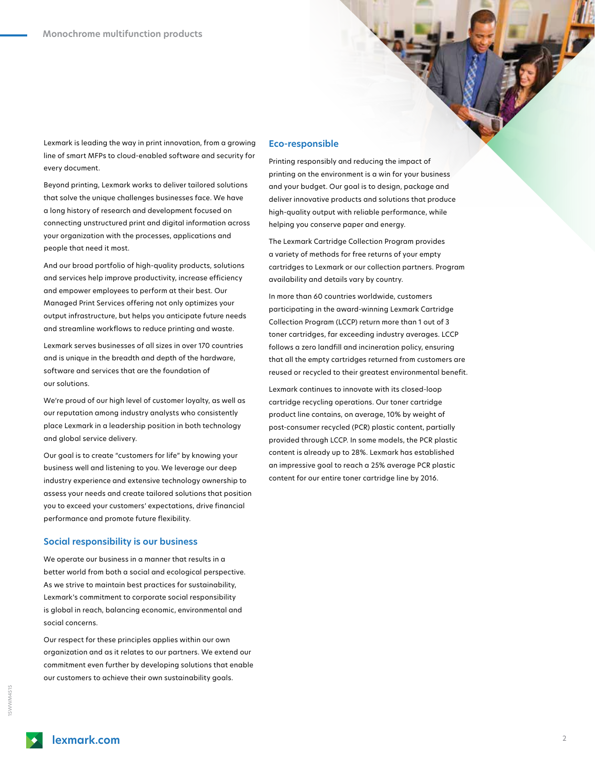Lexmark is leading the way in print innovation, from a growing line of smart MFPs to cloud-enabled software and security for every document.

Beyond printing, Lexmark works to deliver tailored solutions that solve the unique challenges businesses face. We have a long history of research and development focused on connecting unstructured print and digital information across your organization with the processes, applications and people that need it most.

And our broad portfolio of high-quality products, solutions and services help improve productivity, increase efficiency and empower employees to perform at their best. Our Managed Print Services offering not only optimizes your output infrastructure, but helps you anticipate future needs and streamline workflows to reduce printing and waste.

Lexmark serves businesses of all sizes in over 170 countries and is unique in the breadth and depth of the hardware, software and services that are the foundation of our solutions.

We're proud of our high level of customer loyalty, as well as our reputation among industry analysts who consistently place Lexmark in a leadership position in both technology and global service delivery.

Our goal is to create "customers for life" by knowing your business well and listening to you. We leverage our deep industry experience and extensive technology ownership to assess your needs and create tailored solutions that position you to exceed your customers' expectations, drive financial performance and promote future flexibility.

## Social responsibility is our business

We operate our business in a manner that results in a better world from both a social and ecological perspective. As we strive to maintain best practices for sustainability, Lexmark's commitment to corporate social responsibility is global in reach, balancing economic, environmental and social concerns.

Our respect for these principles applies within our own organization and as it relates to our partners. We extend our commitment even further by developing solutions that enable our customers to achieve their own sustainability goals.

## Eco-responsible

Printing responsibly and reducing the impact of printing on the environment is a win for your business and your budget. Our goal is to design, package and deliver innovative products and solutions that produce high-quality output with reliable performance, while helping you conserve paper and energy.

The Lexmark Cartridge Collection Program provides a variety of methods for free returns of your empty cartridges to Lexmark or our collection partners. Program availability and details vary by country.

In more than 60 countries worldwide, customers participating in the award-winning Lexmark Cartridge Collection Program (LCCP) return more than 1 out of 3 toner cartridges, far exceeding industry averages. LCCP follows a zero landfill and incineration policy, ensuring that all the empty cartridges returned from customers are reused or recycled to their greatest environmental benefit.

Lexmark continues to innovate with its closed-loop cartridge recycling operations. Our toner cartridge product line contains, on average, 10% by weight of post-consumer recycled (PCR) plastic content, partially provided through LCCP. In some models, the PCR plastic content is already up to 28%. Lexmark has established an impressive goal to reach a 25% average PCR plastic content for our entire toner cartridge line by 2016.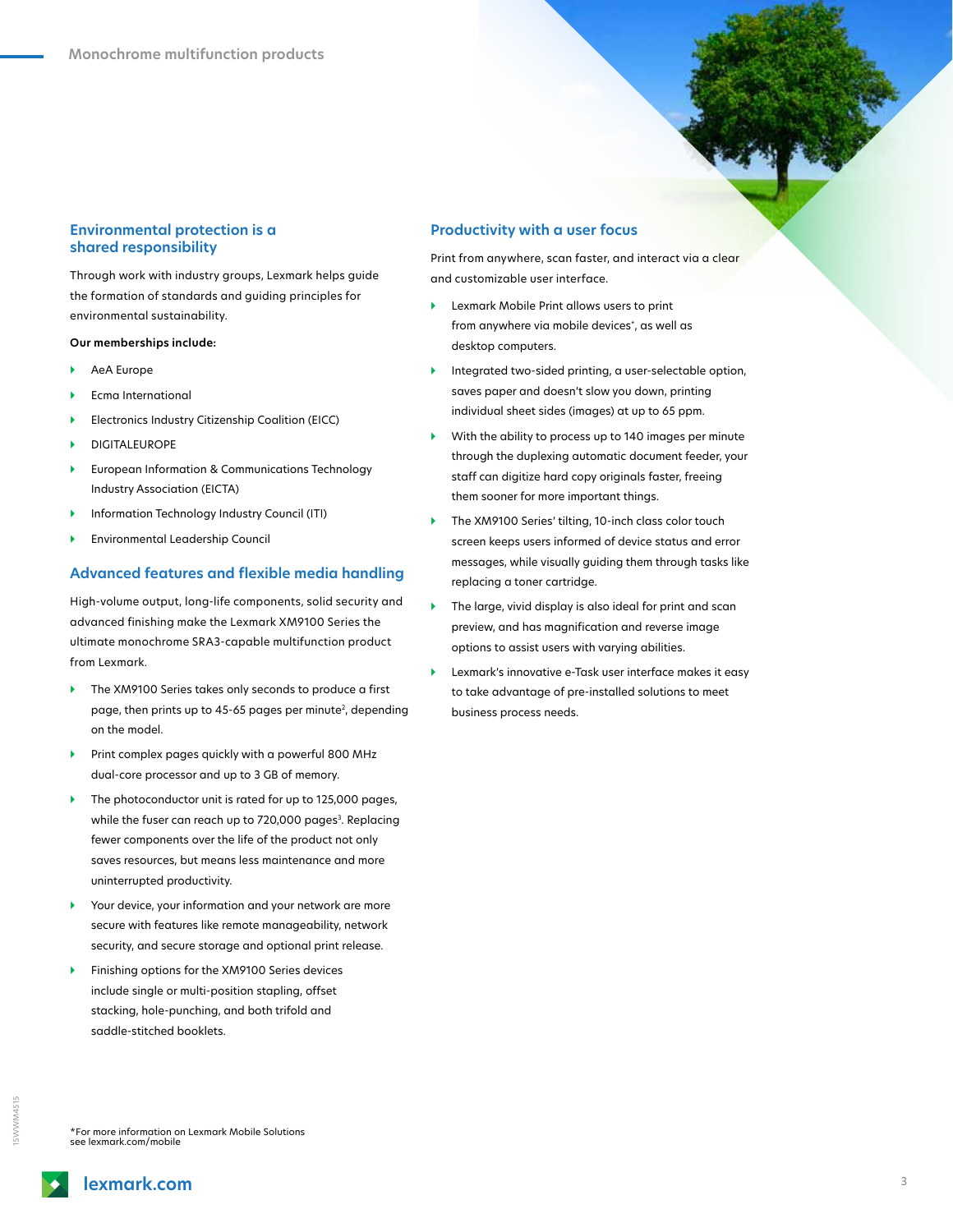## Environmental protection is a shared responsibility

Through work with industry groups, Lexmark helps guide the formation of standards and guiding principles for environmental sustainability.

**Our memberships include:**

- AeA Europe
- Ecma International
- Electronics Industry Citizenship Coalition (EICC)
- DIGITALEUROPE
- European Information & Communications Technology Industry Association (EICTA)
- Information Technology Industry Council (ITI)
- Environmental Leadership Council

## Advanced features and flexible media handling

High-volume output, long-life components, solid security and advanced finishing make the Lexmark XM9100 Series the ultimate monochrome SRA3-capable multifunction product from Lexmark.

- The XM9100 Series takes only seconds to produce a first page, then prints up to 45-65 pages per minute[2], depending on the model.
- Print complex pages quickly with a powerful 800 MHz dual-core processor and up to 3 GB of memory.
- The photoconductor unit is rated for up to 125,000 pages, while the fuser can reach up to 720,000 pages[3]. Replacing fewer components over the life of the product not only saves resources, but means less maintenance and more uninterrupted productivity.
- Your device, your information and your network are more secure with features like remote manageability, network security, and secure storage and optional print release.
- Finishing options for the XM9100 Series devices include single or multi-position stapling, offset stacking, hole-punching, and both trifold and saddle-stitched booklets.

## Productivity with a user focus

Print from anywhere, scan faster, and interact via a clear and customizable user interface.

- Lexmark Mobile Print allows users to print from anywhere via mobile devices*, as well as desktop computers.
- Integrated two-sided printing, a user-selectable option, saves paper and doesn't slow you down, printing individual sheet sides (images) at up to 65 ppm.
- With the ability to process up to 140 images per minute through the duplexing automatic document feeder, your staff can digitize hard copy originals faster, freeing them sooner for more important things.
- The XM9100 Series' tilting, 10-inch class color touch screen keeps users informed of device status and error messages, while visually guiding them through tasks like replacing a toner cartridge.
- The large, vivid display is also ideal for print and scan preview, and has magnification and reverse image options to assist users with varying abilities.
- Lexmark's innovative e-Task user interface makes it easy to take advantage of pre-installed solutions to meet business process needs.

*For more information on Lexmark Mobile Solutions see lexmark.com/mobile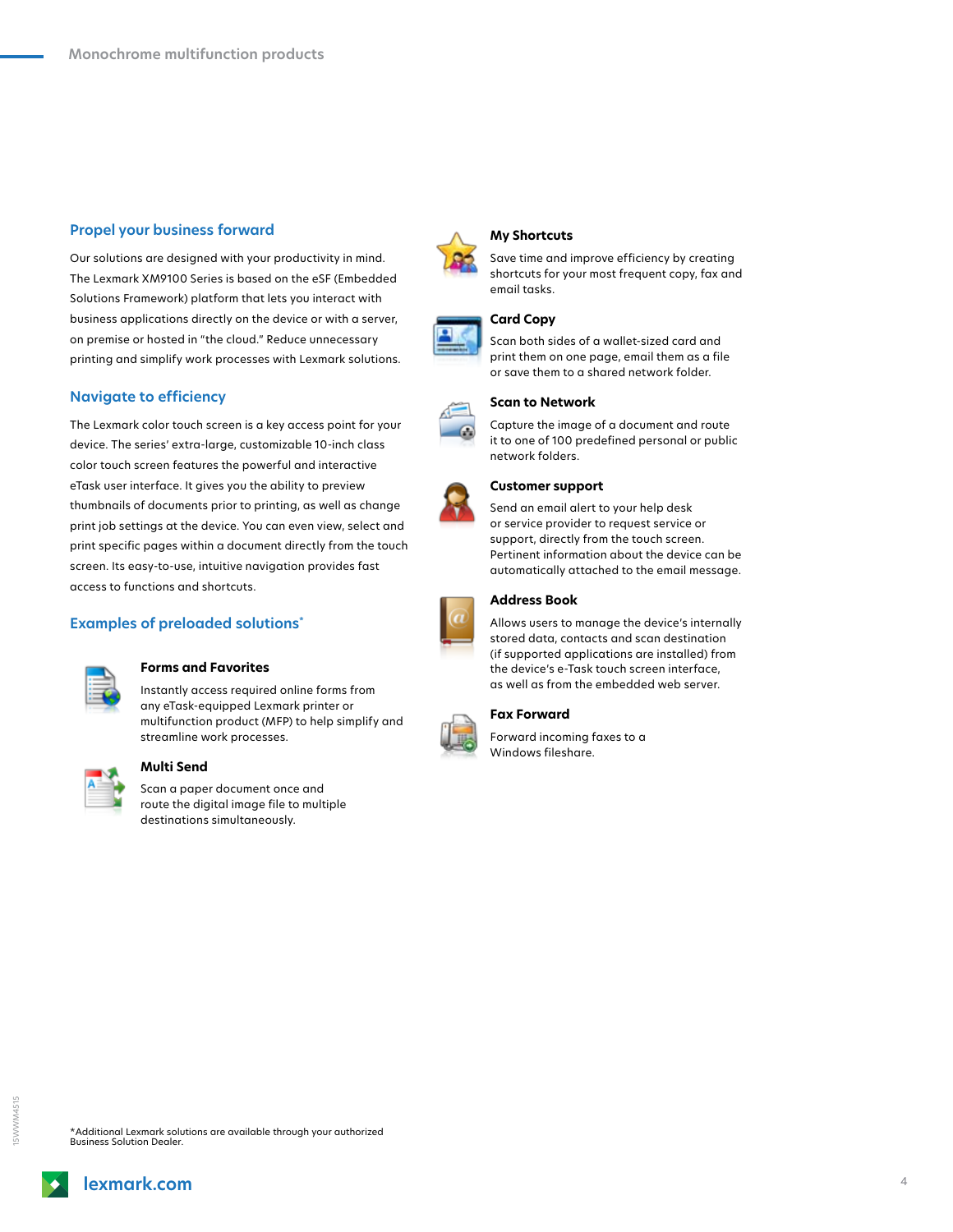## Propel your business forward

Our solutions are designed with your productivity in mind. The Lexmark XM9100 Series is based on the eSF (Embedded Solutions Framework) platform that lets you interact with business applications directly on the device or with a server, on premise or hosted in "the cloud." Reduce unnecessary printing and simplify work processes with Lexmark solutions.

## Navigate to efficiency

The Lexmark color touch screen is a key access point for your device. The series' extra-large, customizable 10-inch class color touch screen features the powerful and interactive eTask user interface. It gives you the ability to preview thumbnails of documents prior to printing, as well as change print job settings at the device. You can even view, select and print specific pages within a document directly from the touch screen. Its easy-to-use, intuitive navigation provides fast access to functions and shortcuts.

## Examples of preloaded solutions*

### Forms and Favorites

Instantly access required online forms from any eTask-equipped Lexmark printer or multifunction product (MFP) to help simplify and streamline work processes.

### Multi Send

Scan a paper document once and route the digital image file to multiple destinations simultaneously.

### My Shortcuts

Save time and improve efficiency by creating shortcuts for your most frequent copy, fax and email tasks.

### Card Copy

Scan both sides of a wallet-sized card and print them on one page, email them as a file or save them to a shared network folder.

### Scan to Network

Capture the image of a document and route it to one of 100 predefined personal or public network folders.

### Customer support

Send an email alert to your help desk or service provider to request service or support, directly from the touch screen. Pertinent information about the device can be automatically attached to the email message.

### Address Book

Allows users to manage the device's internally stored data, contacts and scan destination (if supported applications are installed) from the device's e-Task touch screen interface, as well as from the embedded web server.

### Fax Forward

Forward incoming faxes to a Windows fileshare.

*Additional Lexmark solutions are available through your authorized Business Solution Dealer.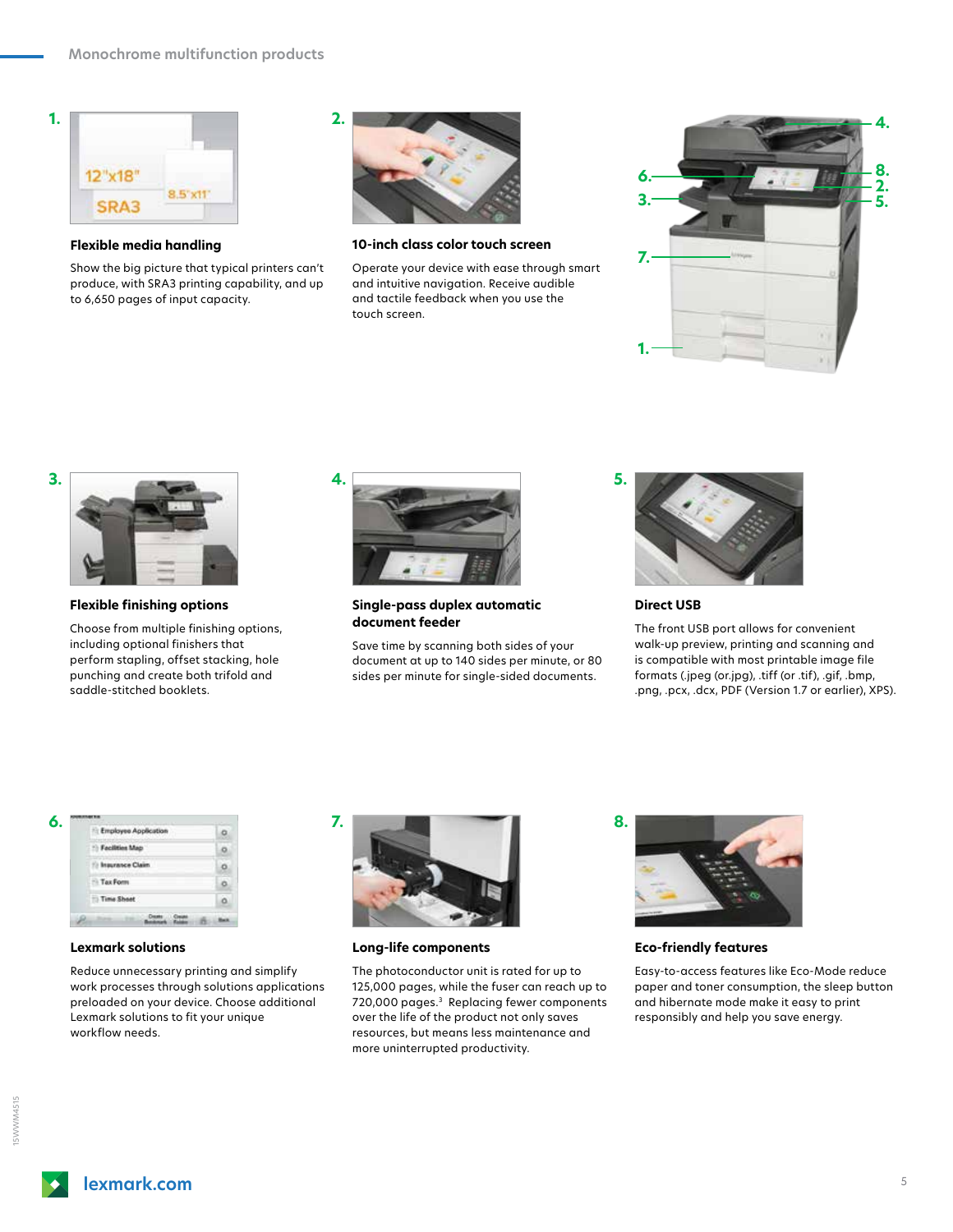## 1. Flexible media handling

Show the big picture that typical printers can't produce, with SRA3 printing capability, and up to 6,650 pages of input capacity.

## 2. 10-inch class color touch screen

Operate your device with ease through smart and intuitive navigation. Receive audible and tactile feedback when you use the touch screen.

## 3. Flexible finishing options

Choose from multiple finishing options, including optional finishers that perform stapling, offset stacking, hole punching and create both trifold and saddle-stitched booklets.

## 4. Single-pass duplex automatic document feeder

Save time by scanning both sides of your document at up to 140 sides per minute, or 80 sides per minute for single-sided documents.

## 5. Direct USB

The front USB port allows for convenient walk-up preview, printing and scanning and is compatible with most printable image file formats (.jpeg (or.jpg), .tiff (or .tif), .gif, .bmp, .png, .pcx, .dcx, PDF (Version 1.7 or earlier), XPS).

## 6. Lexmark solutions

Reduce unnecessary printing and simplify work processes through solutions applications preloaded on your device. Choose additional Lexmark solutions to fit your unique workflow needs.

## 7. Long-life components

The photoconductor unit is rated for up to 125,000 pages, while the fuser can reach up to 720,000 pages.[3] Replacing fewer components over the life of the product not only saves resources, but means less maintenance and more uninterrupted productivity.

## 8. Eco-friendly features

Easy-to-access features like Eco-Mode reduce paper and toner consumption, the sleep button and hibernate mode make it easy to print responsibly and help you save energy.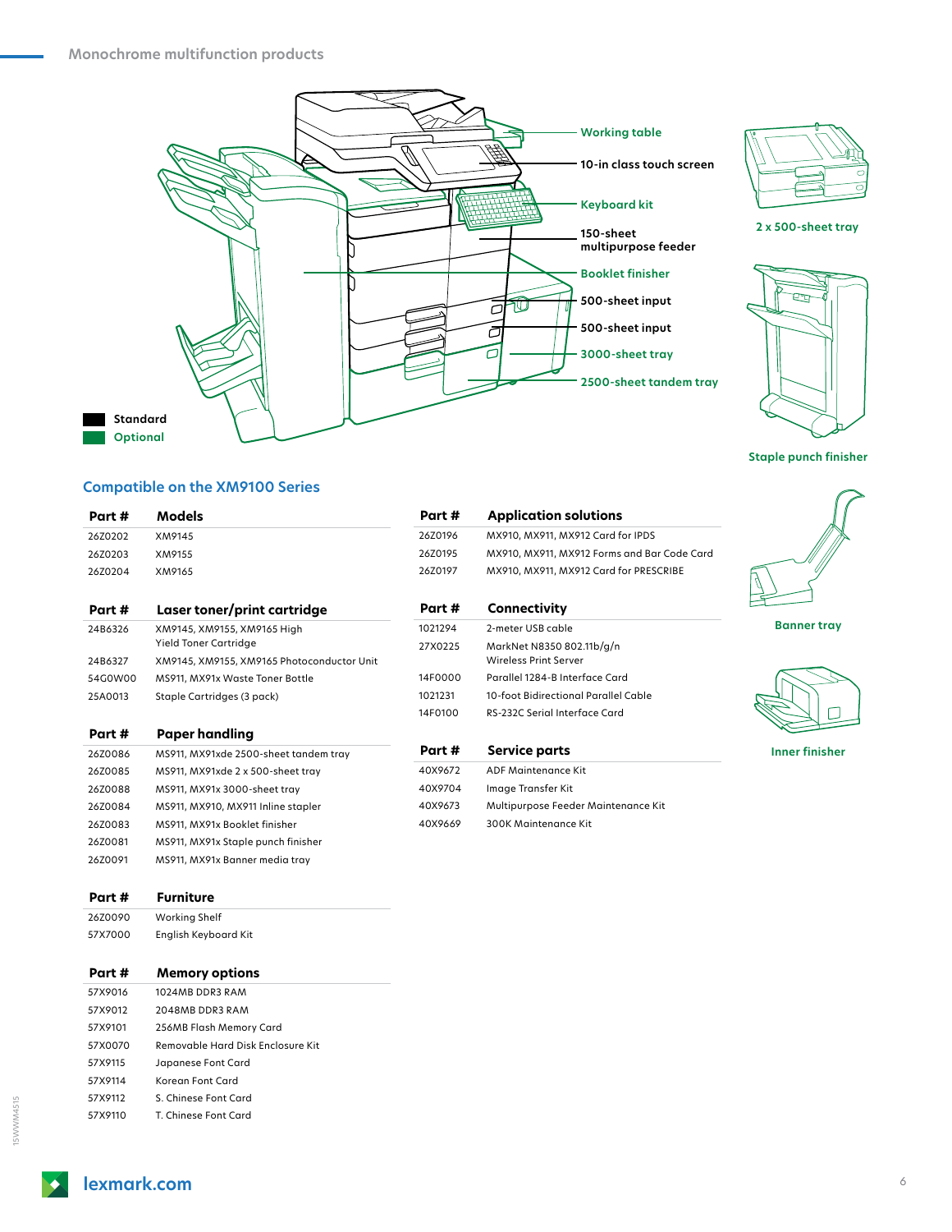Standard

Optional

Working table

10-in class touch screen

Keyboard kit

150-sheet multipurpose feeder

Booklet finisher

500-sheet input

500-sheet input

3000-sheet tray

2500-sheet tandem tray

2 x 500-sheet tray

Staple punch finisher

Banner tray

Inner finisher

## Compatible on the XM9100 Series

| Part # | Models |
|---|---|
| 26Z0202 | XM9145 |
| 26Z0203 | XM9155 |
| 26Z0204 | XM9165 |

| Part # | Laser toner/print cartridge |
|---|---|
| 24B6326 | XM9145, XM9155, XM9165 High Yield Toner Cartridge |
| 24B6327 | XM9145, XM9155, XM9165 Photoconductor Unit |
| 54G0W00 | MS911, MX91x Waste Toner Bottle |
| 25A0013 | Staple Cartridges (3 pack) |

| Part # | Paper handling |
|---|---|
| 26Z0086 | MS911, MX91xde 2500-sheet tandem tray |
| 26Z0085 | MS911, MX91xde 2 x 500-sheet tray |
| 26Z0088 | MS911, MX91x 3000-sheet tray |
| 26Z0084 | MS911, MX910, MX911 Inline stapler |
| 26Z0083 | MS911, MX91x Booklet finisher |
| 26Z0081 | MS911, MX91x Staple punch finisher |
| 26Z0091 | MS911, MX91x Banner media tray |

| Part # | Furniture |
|---|---|
| 26Z0090 | Working Shelf |
| 57X7000 | English Keyboard Kit |

| Part # | Memory options |
|---|---|
| 57X9016 | 1024MB DDR3 RAM |
| 57X9012 | 2048MB DDR3 RAM |
| 57X9101 | 256MB Flash Memory Card |
| 57X0070 | Removable Hard Disk Enclosure Kit |
| 57X9115 | Japanese Font Card |
| 57X9114 | Korean Font Card |
| 57X9112 | S. Chinese Font Card |
| 57X9110 | T. Chinese Font Card |

| Part # | Application solutions |
|---|---|
| 26Z0196 | MX910, MX911, MX912 Card for IPDS |
| 26Z0195 | MX910, MX911, MX912 Forms and Bar Code Card |
| 26Z0197 | MX910, MX911, MX912 Card for PRESCRIBE |

| Part # | Connectivity |
|---|---|
| 1021294 | 2-meter USB cable |
| 27X0225 | MarkNet N8350 802.11b/g/n Wireless Print Server |
| 14F0000 | Parallel 1284-B Interface Card |
| 1021231 | 10-foot Bidirectional Parallel Cable |
| 14F0100 | RS-232C Serial Interface Card |

| Part # | Service parts |
|---|---|
| 40X9672 | ADF Maintenance Kit |
| 40X9704 | Image Transfer Kit |
| 40X9673 | Multipurpose Feeder Maintenance Kit |
| 40X9669 | 300K Maintenance Kit |

lexmark.com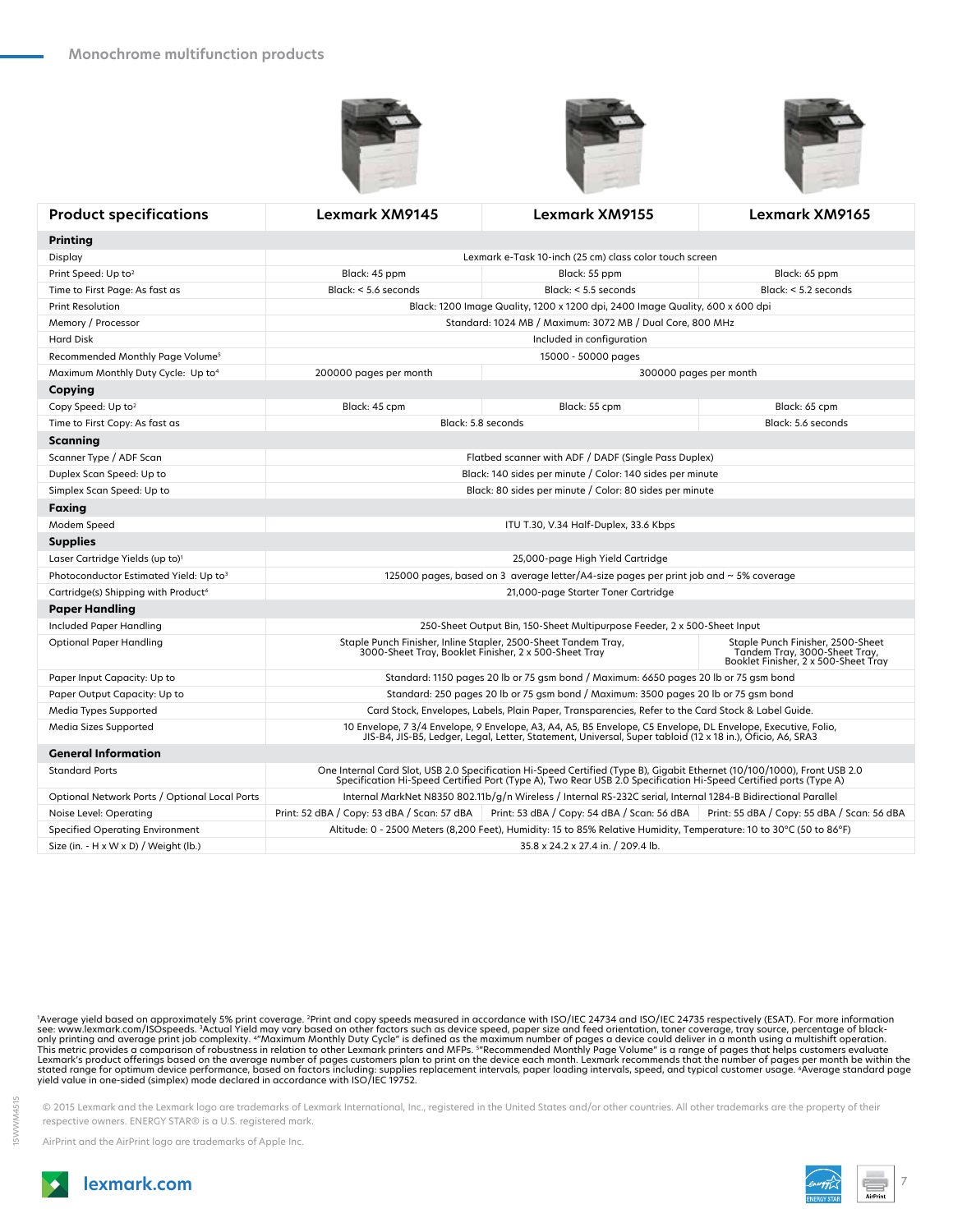## Monochrome multifunction products

| Product specifications | Lexmark XM9145 | Lexmark XM9155 | Lexmark XM9165 |
|---|---|---|---|
| **Printing** | | | |
| Display | Lexmark e-Task 10-inch (25 cm) class color touch screen | | |
| Print Speed: Up to[2] | Black: 45 ppm | Black: 55 ppm | Black: 65 ppm |
| Time to First Page: As fast as | Black: < 5.6 seconds | Black: < 5.5 seconds | Black: < 5.2 seconds |
| Print Resolution | Black: 1200 Image Quality, 1200 x 1200 dpi, 2400 Image Quality, 600 x 600 dpi | | |
| Memory / Processor | Standard: 1024 MB / Maximum: 3072 MB / Dual Core, 800 MHz | | |
| Hard Disk | Included in configuration | | |
| Recommended Monthly Page Volume[5] | 15000 - 50000 pages | | |
| Maximum Monthly Duty Cycle: Up to[4] | 200000 pages per month | 300000 pages per month | |
| **Copying** | | | |
| Copy Speed: Up to[2] | Black: 45 cpm | Black: 55 cpm | Black: 65 cpm |
| Time to First Copy: As fast as | Black: 5.8 seconds | | Black: 5.6 seconds |
| **Scanning** | | | |
| Scanner Type / ADF Scan | Flatbed scanner with ADF / DADF (Single Pass Duplex) | | |
| Duplex Scan Speed: Up to | Black: 140 sides per minute / Color: 140 sides per minute | | |
| Simplex Scan Speed: Up to | Black: 80 sides per minute / Color: 80 sides per minute | | |
| **Faxing** | | | |
| Modem Speed | ITU T.30, V.34 Half-Duplex, 33.6 Kbps | | |
| **Supplies** | | | |
| Laser Cartridge Yields (up to)[1] | 25,000-page High Yield Cartridge | | |
| Photoconductor Estimated Yield: Up to[3] | 125000 pages, based on 3 average letter/A4-size pages per print job and ~ 5% coverage | | |
| Cartridge(s) Shipping with Product[6] | 21,000-page Starter Toner Cartridge | | |
| **Paper Handling** | | | |
| Included Paper Handling | 250-Sheet Output Bin, 150-Sheet Multipurpose Feeder, 2 x 500-Sheet Input | | |
| Optional Paper Handling | Staple Punch Finisher, Inline Stapler, 2500-Sheet Tandem Tray, 3000-Sheet Tray, Booklet Finisher, 2 x 500-Sheet Tray | | Staple Punch Finisher, 2500-Sheet Tandem Tray, 3000-Sheet Tray, Booklet Finisher, 2 x 500-Sheet Tray |
| Paper Input Capacity: Up to | Standard: 1150 pages 20 lb or 75 gsm bond / Maximum: 6650 pages 20 lb or 75 gsm bond | | |
| Paper Output Capacity: Up to | Standard: 250 pages 20 lb or 75 gsm bond / Maximum: 3500 pages 20 lb or 75 gsm bond | | |
| Media Types Supported | Card Stock, Envelopes, Labels, Plain Paper, Transparencies, Refer to the Card Stock & Label Guide. | | |
| Media Sizes Supported | 10 Envelope, 7 3/4 Envelope, 9 Envelope, A3, A4, A5, B5 Envelope, C5 Envelope, DL Envelope, Executive, Folio, JIS-B4, JIS-B5, Ledger, Legal, Letter, Statement, Universal, Super tabloid (12 x 18 in.), Oficio, A6, SRA3 | | |
| **General Information** | | | |
| Standard Ports | One Internal Card Slot, USB 2.0 Specification Hi-Speed Certified (Type B), Gigabit Ethernet (10/100/1000), Front USB 2.0 Specification Hi-Speed Certified Port (Type A), Two Rear USB 2.0 Specification Hi-Speed Certified ports (Type A) | | |
| Optional Network Ports / Optional Local Ports | Internal MarkNet N8350 802.11b/g/n Wireless / Internal RS-232C serial, Internal 1284-B Bidirectional Parallel | | |
| Noise Level: Operating | Print: 52 dBA / Copy: 53 dBA / Scan: 57 dBA | Print: 53 dBA / Copy: 54 dBA / Scan: 56 dBA | Print: 55 dBA / Copy: 55 dBA / Scan: 56 dBA |
| Specified Operating Environment | Altitude: 0 - 2500 Meters (8,200 Feet), Humidity: 15 to 85% Relative Humidity, Temperature: 10 to 30°C (50 to 86°F) | | |
| Size (in. - H x W x D) / Weight (lb.) | 35.8 x 24.2 x 27.4 in. / 209.4 lb. | | |

[1]Average yield based on approximately 5% print coverage. [2]Print and copy speeds measured in accordance with ISO/IEC 24734 and ISO/IEC 24735 respectively (ESAT). For more information see: www.lexmark.com/ISOspeeds. [3]Actual Yield may vary based on other factors such as device speed, paper size and feed orientation, toner coverage, tray source, percentage of black-only printing and average print job complexity. [4]"Maximum Monthly Duty Cycle" is defined as the maximum number of pages a device could deliver in a month using a multishift operation. This metric provides a comparison of robustness in relation to other Lexmark printers and MFPs. [5]"Recommended Monthly Page Volume" is a range of pages that helps customers evaluate Lexmark's product offerings based on the average number of pages customers plan to print on the device each month. Lexmark recommends that the number of pages per month be within the stated range for optimum device performance, based on factors including: supplies replacement intervals, paper loading intervals, speed, and typical customer usage. [6]Average standard page yield value in one-sided (simplex) mode declared in accordance with ISO/IEC 19752.

© 2015 Lexmark and the Lexmark logo are trademarks of Lexmark International, Inc., registered in the United States and/or other countries. All other trademarks are the property of their respective owners. ENERGY STAR® is a U.S. registered mark.

AirPrint and the AirPrint logo are trademarks of Apple Inc.

15WWM4515

lexmark.com